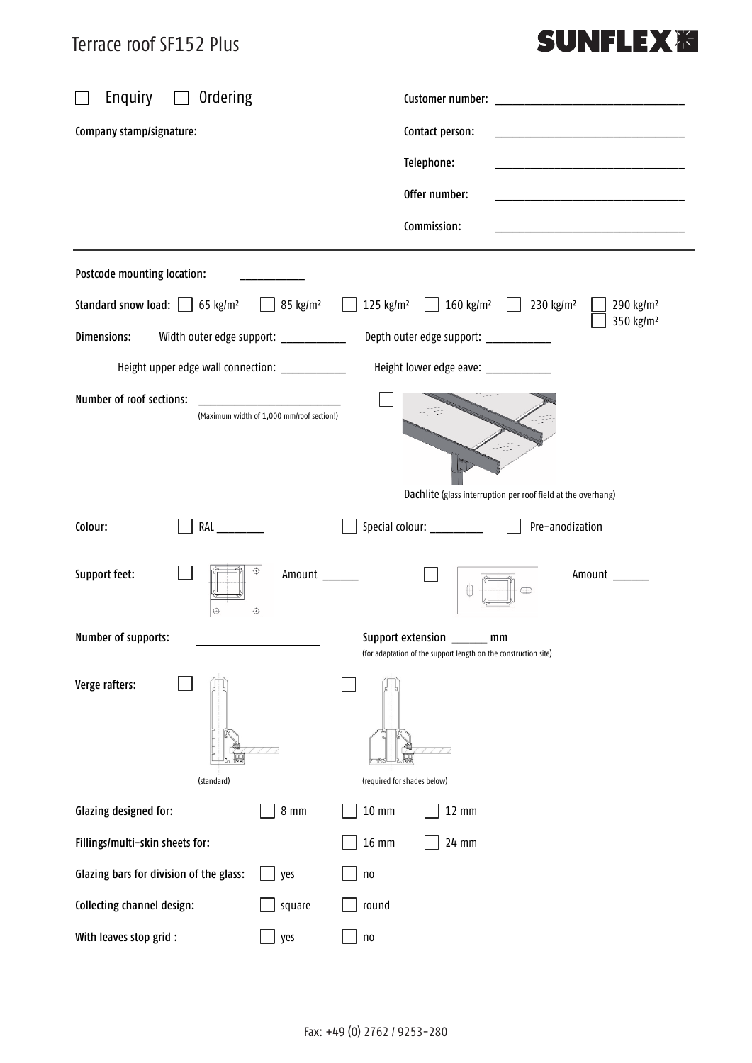# Terrace roof SF152 Plus

SUNFLEX

☐ Enquiry ☐ Ordering

Customer number: ______________________________

Company stamp/signature:

Contact person: ______________________________

Telephone: ______________________________

Offer number: ______________________________

Commission: ______________________________

---

Postcode mounting location: ___________

Standard snow load: ☐ 65 kg/m² ☐ 85 kg/m² ☐ 125 kg/m² ☐ 160 kg/m² ☐ 230 kg/m² ☐ 290 kg/m² ☐ 350 kg/m²

Dimensions: Width outer edge support: ___________ Depth outer edge support: ___________

Height upper edge wall connection: ___________ Height lower edge eave: ___________

Number of roof sections: ______________________
(Maximum width of 1,000 mm/roof section!)

☐ Dachlite (glass interruption per roof field at the overhang)

Colour: ☐ RAL ________ ☐ Special colour: _________ ☐ Pre-anodization

Support feet: ☐ Amount ______ ☐ Amount ______

Number of supports: ____________________

Support extension ______ mm
(for adaptation of the support length on the construction site)

Verge rafters: ☐ (standard) ☐ (required for shades below)

Glazing designed for: ☐ 8 mm ☐ 10 mm ☐ 12 mm

Fillings/multi-skin sheets for: ☐ 16 mm ☐ 24 mm

Glazing bars for division of the glass: ☐ yes ☐ no

Collecting channel design: ☐ square ☐ round

With leaves stop grid : ☐ yes ☐ no

Fax: +49 (0) 2762 / 9253-280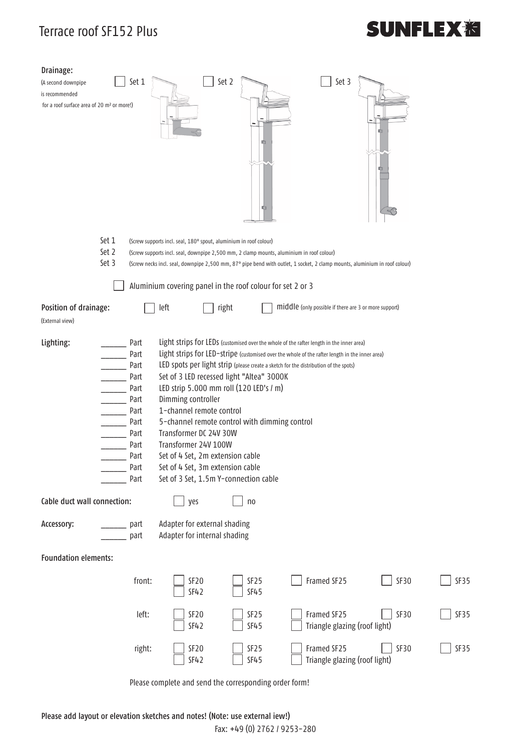# Terrace roof SF152 Plus

**SUNFLEX**

**Drainage:**

(A second downpipe is recommended for a roof surface area of 20 m² or more!)

☐ Set 1 ☐ Set 2 ☐ Set 3

- Set 1 (Screw supports incl. seal, 180° spout, aluminium in roof colour)
- Set 2 (Screw supports incl. seal, downpipe 2,500 mm, 2 clamp mounts, aluminium in roof colour)
- Set 3 (Screw necks incl. seal, downpipe 2,500 mm, 87° pipe bend with outlet, 1 socket, 2 clamp mounts, aluminium in roof colour)

☐ Aluminium covering panel in the roof colour for set 2 or 3

**Position of drainage:** (External view) ☐ left ☐ right ☐ middle (only possible if there are 3 or more support)

**Lighting:**

- ______ Part Light strips for LEDs (customised over the whole of the rafter length in the inner area)
- ______ Part Light strips for LED-stripe (customised over the whole of the rafter length in the inner area)
- ______ Part LED spots per light strip (please create a sketch for the distribution of the spots)
- ______ Part Set of 3 LED recessed light "Altea" 3000K
- ______ Part LED strip 5.000 mm roll (120 LED's / m)
- ______ Part Dimming controller
- ______ Part 1-channel remote control
- ______ Part 5-channel remote control with dimming control
- ______ Part Transformer DC 24V 30W
- ______ Part Transformer 24V 100W
- ______ Part Set of 4 Set, 2m extension cable
- ______ Part Set of 4 Set, 3m extension cable
- ______ Part Set of 3 Set, 1.5m Y-connection cable

**Cable duct wall connection:** ☐ yes ☐ no

**Accessory:**

- ______ part Adapter for external shading
- ______ part Adapter for internal shading

**Foundation elements:**

| | | | | | |
|---|---|---|---|---|---|
| front: | ☐ SF20<br>☐ SF42 | ☐ SF25<br>☐ SF45 | ☐ Framed SF25 | ☐ SF30 | ☐ SF35 |
| left: | ☐ SF20<br>☐ SF42 | ☐ SF25<br>☐ SF45 | ☐ Framed SF25<br>☐ Triangle glazing (roof light) | ☐ SF30 | ☐ SF35 |
| right: | ☐ SF20<br>☐ SF42 | ☐ SF25<br>☐ SF45 | ☐ Framed SF25<br>☐ Triangle glazing (roof light) | ☐ SF30 | ☐ SF35 |

Please complete and send the corresponding order form!

**Please add layout or elevation sketches and notes! (Note: use external iew!)**

Fax: +49 (0) 2762 / 9253-280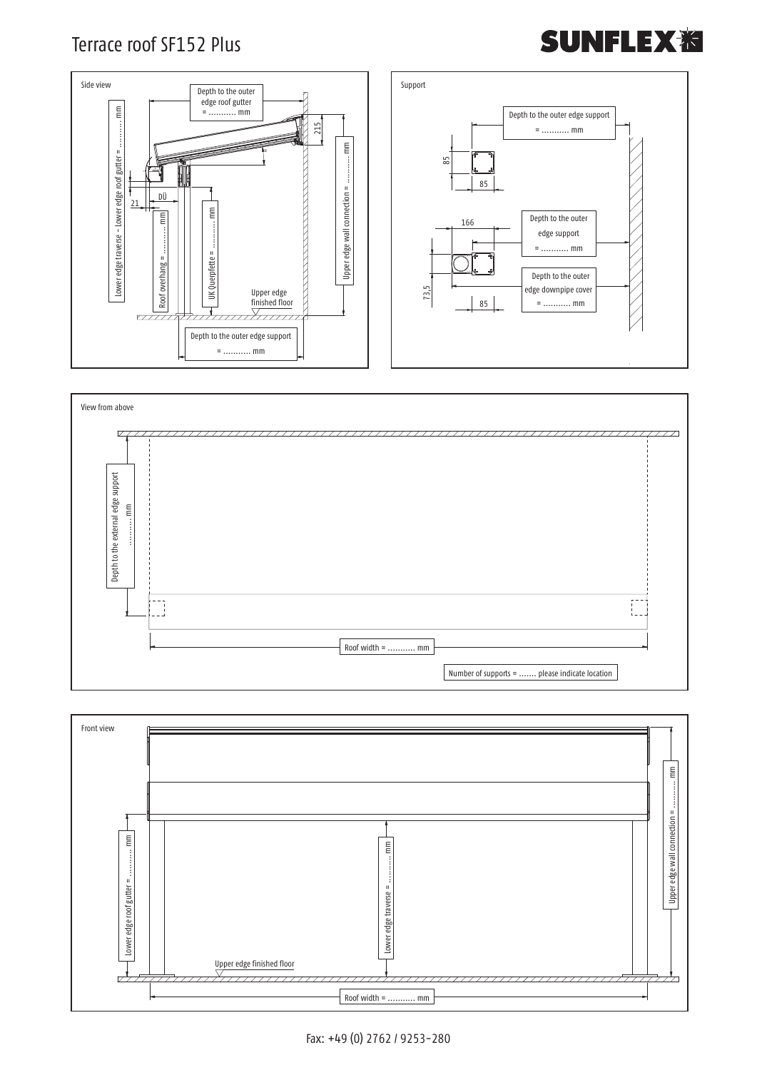# Terrace roof SF152 Plus

SUNFLEX

Side view

Depth to the outer edge roof gutter = ........... mm

215

Lower edge traverse – Lower edge roof gutter = ........... mm

DÜ

21

Roof overhang = ........... mm

UK Querpfette = ........... mm

Upper edge wall connection = ........... mm

Upper edge finished floor

Depth to the outer edge support = ........... mm

Support

Depth to the outer edge support = ........... mm

85

85

166

Depth to the outer edge support = ........... mm

Depth to the outer edge downpipe cover = ........... mm

73,5

85

View from above

Depth to the external edge support ........... mm

Roof width = ........... mm

Number of supports = ....... please indicate location

Front view

Upper edge wall connection = ........... mm

Lower edge roof gutter = ........... mm

Lower edge traverse = ........... mm

Upper edge finished floor

Roof width = ........... mm

Fax: +49 (0) 2762 / 9253-280